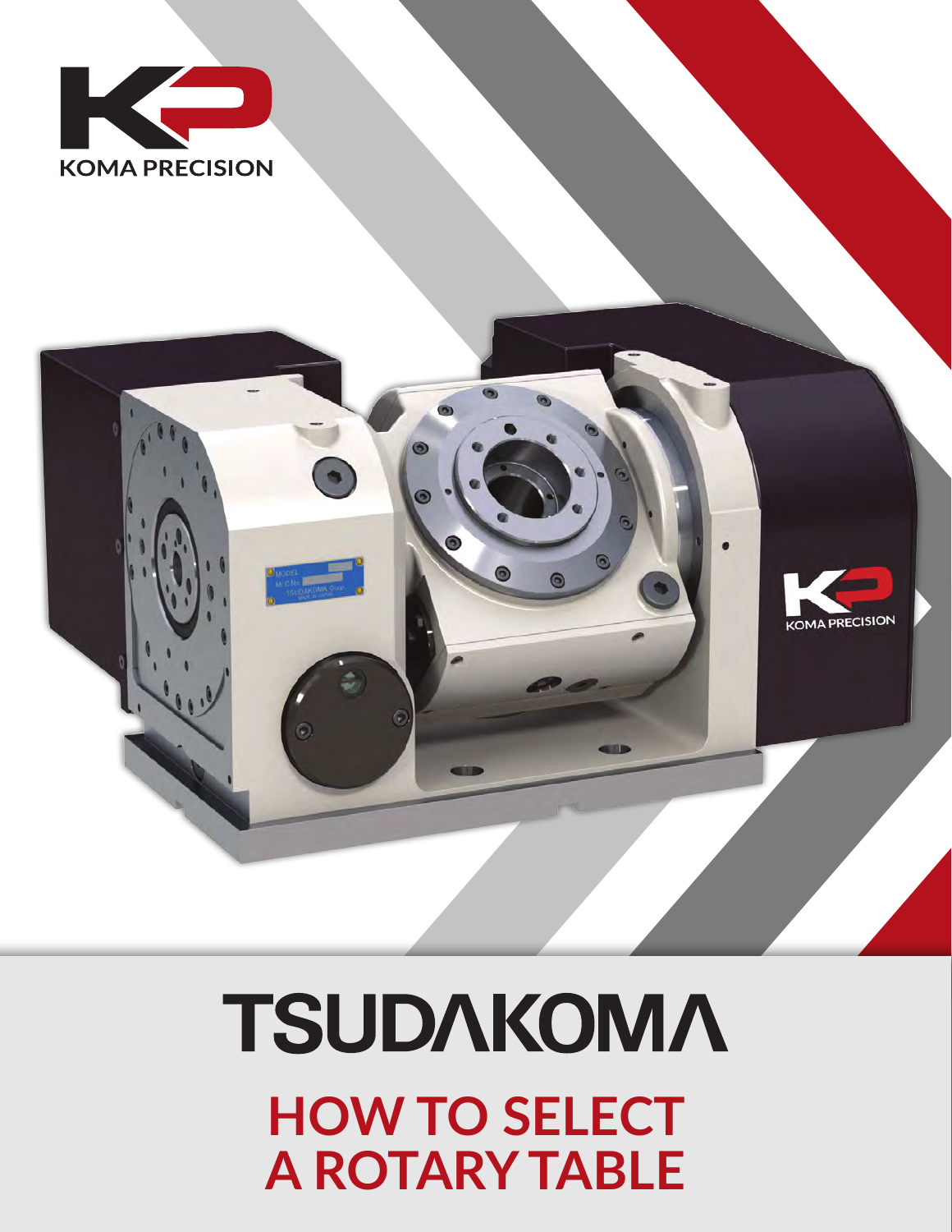KOMA PRECISION

# TSUDAKOMA

# HOW TO SELECT A ROTARY TABLE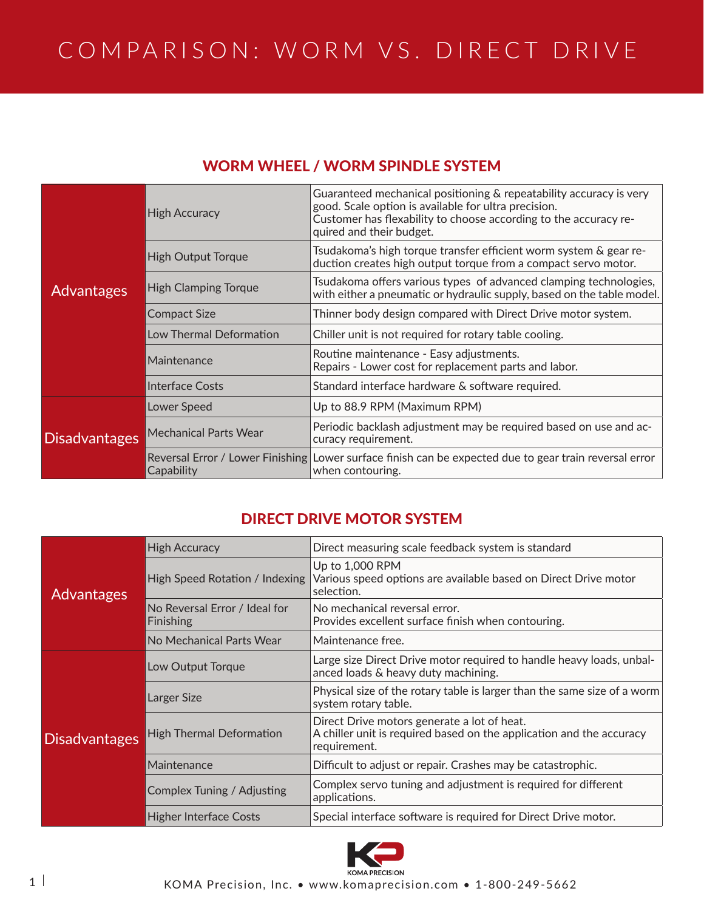# COMPARISON: WORM VS. DIRECT DRIVE

## WORM WHEEL / WORM SPINDLE SYSTEM

| | | |
|---|---|---|
| Advantages | High Accuracy | Guaranteed mechanical positioning & repeatability accuracy is very good. Scale option is available for ultra precision. Customer has flexability to choose according to the accuracy required and their budget. |
| | High Output Torque | Tsudakoma's high torque transfer efficient worm system & gear reduction creates high output torque from a compact servo motor. |
| | High Clamping Torque | Tsudakoma offers various types of advanced clamping technologies, with either a pneumatic or hydraulic supply, based on the table model. |
| | Compact Size | Thinner body design compared with Direct Drive motor system. |
| | Low Thermal Deformation | Chiller unit is not required for rotary table cooling. |
| | Maintenance | Routine maintenance - Easy adjustments. Repairs - Lower cost for replacement parts and labor. |
| | Interface Costs | Standard interface hardware & software required. |
| Disadvantages | Lower Speed | Up to 88.9 RPM (Maximum RPM) |
| | Mechanical Parts Wear | Periodic backlash adjustment may be required based on use and accuracy requirement. |
| | Reversal Error / Lower Finishing Capability | Lower surface finish can be expected due to gear train reversal error when contouring. |

## DIRECT DRIVE MOTOR SYSTEM

| | | |
|---|---|---|
| Advantages | High Accuracy | Direct measuring scale feedback system is standard |
| | High Speed Rotation / Indexing | Up to 1,000 RPM<br>Various speed options are available based on Direct Drive motor selection. |
| | No Reversal Error / Ideal for Finishing | No mechanical reversal error.<br>Provides excellent surface finish when contouring. |
| | No Mechanical Parts Wear | Maintenance free. |
| Disadvantages | Low Output Torque | Large size Direct Drive motor required to handle heavy loads, unbalanced loads & heavy duty machining. |
| | Larger Size | Physical size of the rotary table is larger than the same size of a worm system rotary table. |
| | High Thermal Deformation | Direct Drive motors generate a lot of heat.<br>A chiller unit is required based on the application and the accuracy requirement. |
| | Maintenance | Difficult to adjust or repair. Crashes may be catastrophic. |
| | Complex Tuning / Adjusting | Complex servo tuning and adjustment is required for different applications. |
| | Higher Interface Costs | Special interface software is required for Direct Drive motor. |

KOMA PRECISION

KOMA Precision, Inc. • www.komaprecision.com • 1-800-249-5662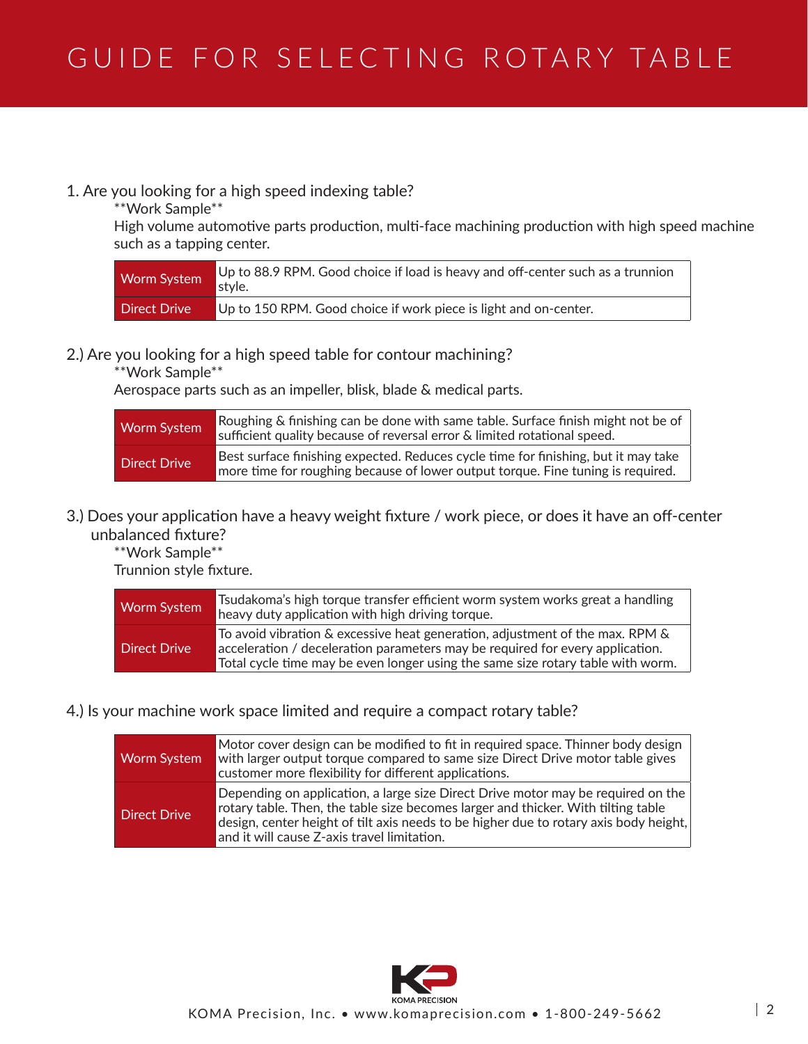# GUIDE FOR SELECTING ROTARY TABLE

1. Are you looking for a high speed indexing table?

**Work Sample**

High volume automotive parts production, multi-face machining production with high speed machine such as a tapping center.

| | |
|---|---|
| Worm System | Up to 88.9 RPM. Good choice if load is heavy and off-center such as a trunnion style. |
| Direct Drive | Up to 150 RPM. Good choice if work piece is light and on-center. |

2.) Are you looking for a high speed table for contour machining?

**Work Sample**

Aerospace parts such as an impeller, blisk, blade & medical parts.

| | |
|---|---|
| Worm System | Roughing & finishing can be done with same table. Surface finish might not be of sufficient quality because of reversal error & limited rotational speed. |
| Direct Drive | Best surface finishing expected. Reduces cycle time for finishing, but it may take more time for roughing because of lower output torque. Fine tuning is required. |

3.) Does your application have a heavy weight fixture / work piece, or does it have an off-center unbalanced fixture?

**Work Sample**

Trunnion style fixture.

| | |
|---|---|
| Worm System | Tsudakoma's high torque transfer efficient worm system works great a handling heavy duty application with high driving torque. |
| Direct Drive | To avoid vibration & excessive heat generation, adjustment of the max. RPM & acceleration / deceleration parameters may be required for every application. Total cycle time may be even longer using the same size rotary table with worm. |

4.) Is your machine work space limited and require a compact rotary table?

| | |
|---|---|
| Worm System | Motor cover design can be modified to fit in required space. Thinner body design with larger output torque compared to same size Direct Drive motor table gives customer more flexibility for different applications. |
| Direct Drive | Depending on application, a large size Direct Drive motor may be required on the rotary table. Then, the table size becomes larger and thicker. With tilting table design, center height of tilt axis needs to be higher due to rotary axis body height, and it will cause Z-axis travel limitation. |

KOMA PRECISION

KOMA Precision, Inc. • www.komaprecision.com • 1-800-249-5662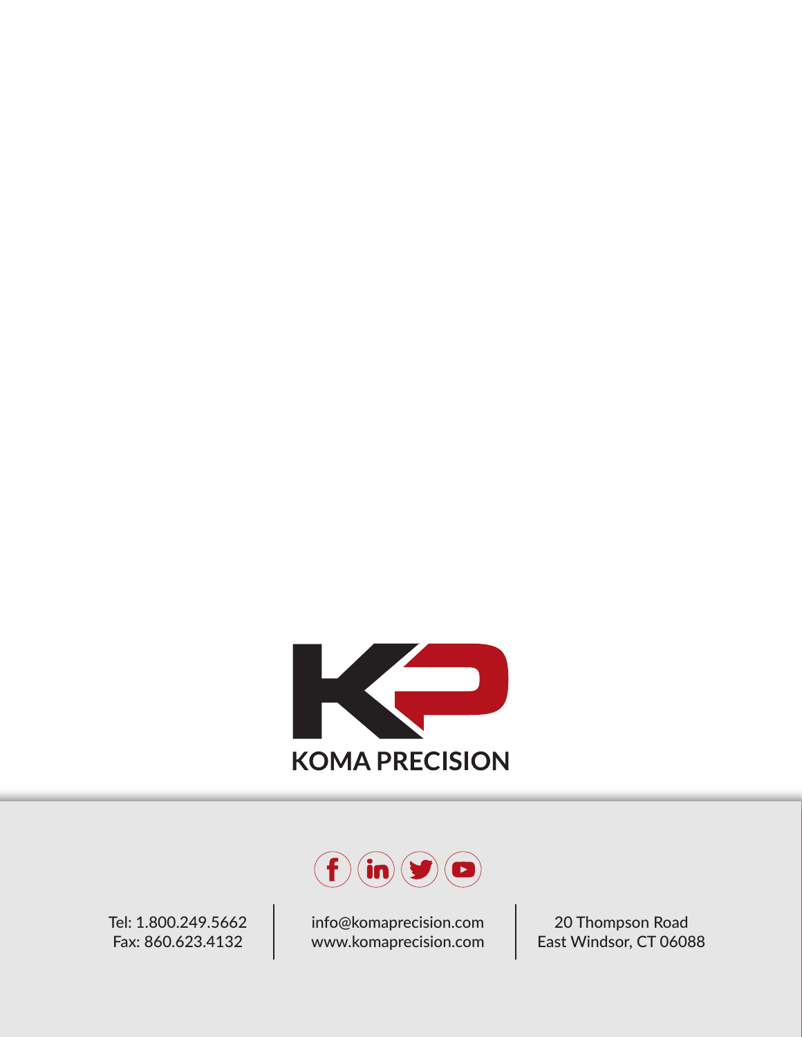KOMA PRECISION

Tel: 1.800.249.5662
Fax: 860.623.4132

info@komaprecision.com
www.komaprecision.com

20 Thompson Road
East Windsor, CT 06088